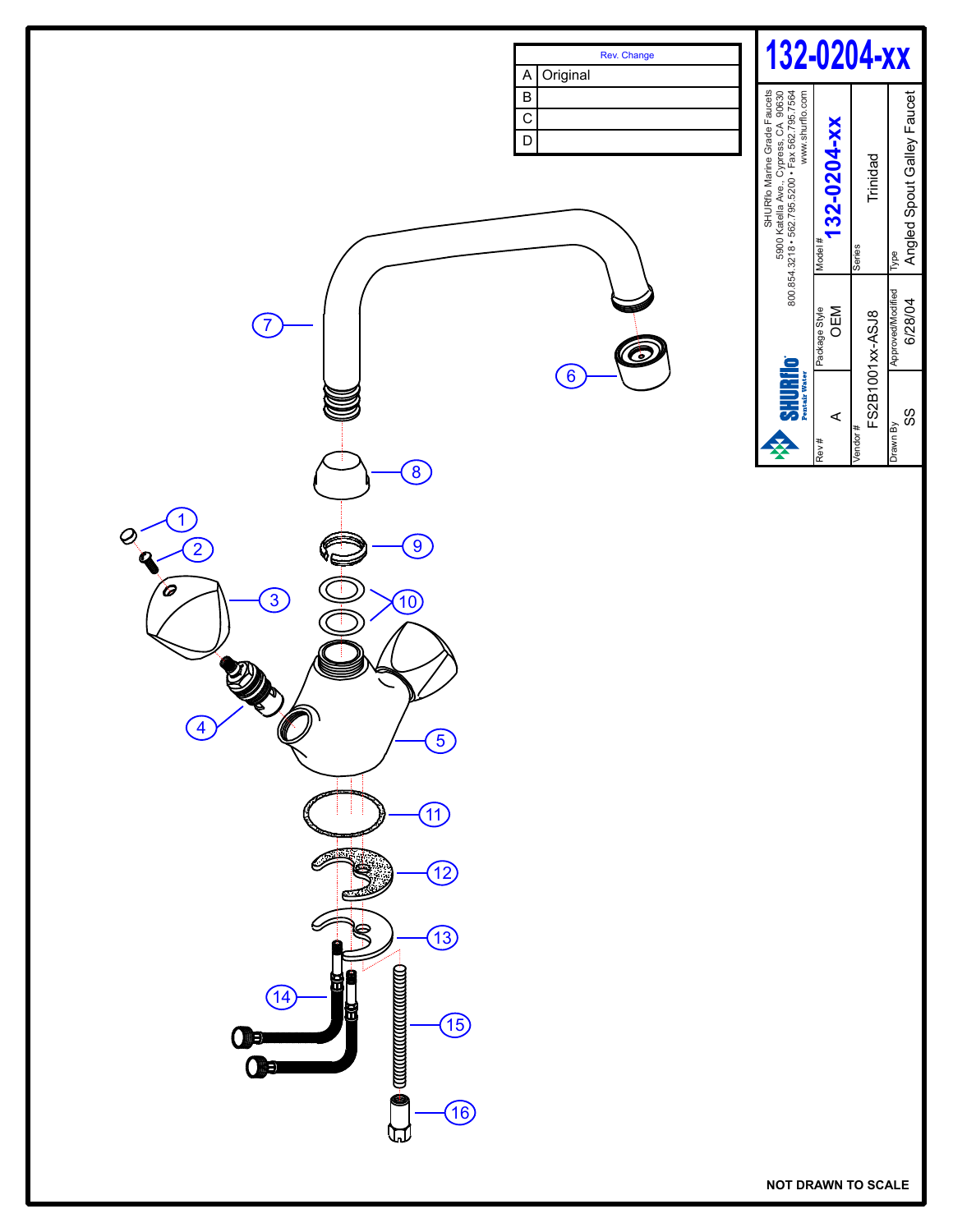# 132-0204-xx

| Rev. | Change |
|---|---|
| A | Original |
| B | |
| C | |
| D | |

SHURflo Marine Grade Faucets
5900 Katella Ave., Cypress, CA 90630
800.854.3218 • 562.795.5200 • Fax 562.795.7564
www.shurflo.com

SHURflo Pentair Water

| Rev # | Package Style | Model # |
|---|---|---|
| A | OEM | 132-0204-xx |

| Vendor # | Series |
|---|---|
| FS2B1001xx-ASJ8 | Trinidad |

| Drawn By | Approved/Modified | Type |
|---|---|---|
| SS | 6/28/04 | Angled Spout Galley Faucet |

1, 2, 3, 4, 5, 6, 7, 8, 9, 10, 11, 12, 13, 14, 15, 16

NOT DRAWN TO SCALE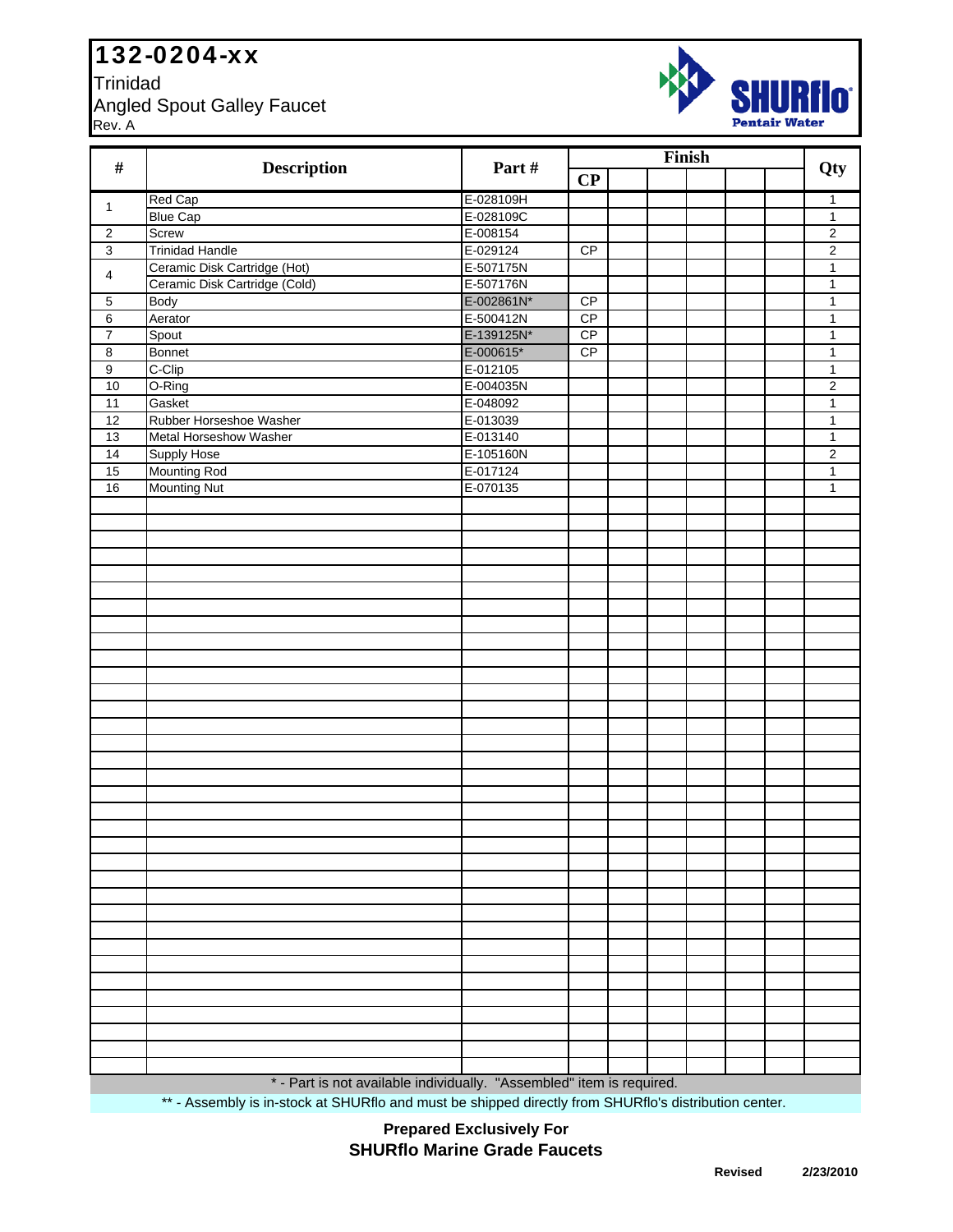# 132-0204-xx

Trinidad

Angled Spout Galley Faucet

Rev. A

SHURflo Pentair Water

| # | Description | Part # | Finish | | | | | | Qty |
|---|---|---|---|---|---|---|---|---|---|
| | | | CP | | | | | | |
| 1 | Red Cap | E-028109H | | | | | | | 1 |
| | Blue Cap | E-028109C | | | | | | | 1 |
| 2 | Screw | E-008154 | | | | | | | 2 |
| 3 | Trinidad Handle | E-029124 | CP | | | | | | 2 |
| 4 | Ceramic Disk Cartridge (Hot) | E-507175N | | | | | | | 1 |
| | Ceramic Disk Cartridge (Cold) | E-507176N | | | | | | | 1 |
| 5 | Body | E-002861N* | CP | | | | | | 1 |
| 6 | Aerator | E-500412N | CP | | | | | | 1 |
| 7 | Spout | E-139125N* | CP | | | | | | 1 |
| 8 | Bonnet | E-000615* | CP | | | | | | 1 |
| 9 | C-Clip | E-012105 | | | | | | | 1 |
| 10 | O-Ring | E-004035N | | | | | | | 2 |
| 11 | Gasket | E-048092 | | | | | | | 1 |
| 12 | Rubber Horseshoe Washer | E-013039 | | | | | | | 1 |
| 13 | Metal Horseshow Washer | E-013140 | | | | | | | 1 |
| 14 | Supply Hose | E-105160N | | | | | | | 2 |
| 15 | Mounting Rod | E-017124 | | | | | | | 1 |
| 16 | Mounting Nut | E-070135 | | | | | | | 1 |

* - Part is not available individually. "Assembled" item is required.

** - Assembly is in-stock at SHURflo and must be shipped directly from SHURflo's distribution center.

**Prepared Exclusively For**
**SHURflo Marine Grade Faucets**

**Revised** **2/23/2010**